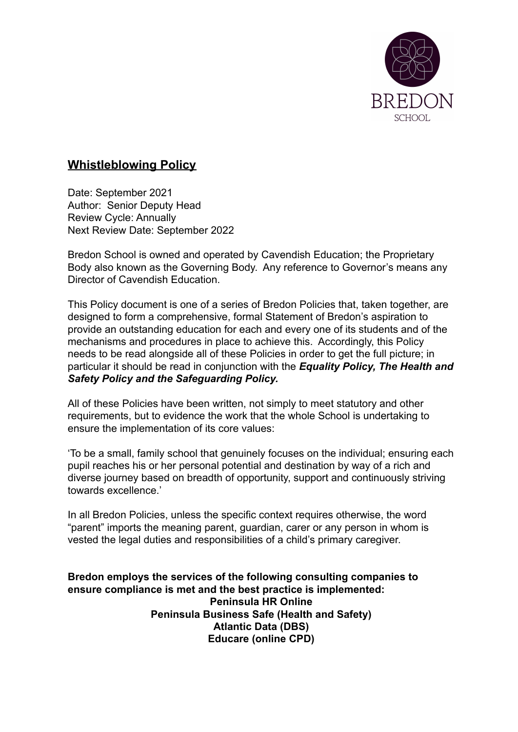BREDON

SCHOOL

## Whistleblowing Policy

Date: September 2021
Author: Senior Deputy Head
Review Cycle: Annually
Next Review Date: September 2022

Bredon School is owned and operated by Cavendish Education; the Proprietary Body also known as the Governing Body. Any reference to Governor's means any Director of Cavendish Education.

This Policy document is one of a series of Bredon Policies that, taken together, are designed to form a comprehensive, formal Statement of Bredon's aspiration to provide an outstanding education for each and every one of its students and of the mechanisms and procedures in place to achieve this. Accordingly, this Policy needs to be read alongside all of these Policies in order to get the full picture; in particular it should be read in conjunction with the ***Equality Policy, The Health and Safety Policy and the Safeguarding Policy.***

All of these Policies have been written, not simply to meet statutory and other requirements, but to evidence the work that the whole School is undertaking to ensure the implementation of its core values:

'To be a small, family school that genuinely focuses on the individual; ensuring each pupil reaches his or her personal potential and destination by way of a rich and diverse journey based on breadth of opportunity, support and continuously striving towards excellence.'

In all Bredon Policies, unless the specific context requires otherwise, the word "parent" imports the meaning parent, guardian, carer or any person in whom is vested the legal duties and responsibilities of a child's primary caregiver.

**Bredon employs the services of the following consulting companies to ensure compliance is met and the best practice is implemented:**

**Peninsula HR Online**
**Peninsula Business Safe (Health and Safety)**
**Atlantic Data (DBS)**
**Educare (online CPD)**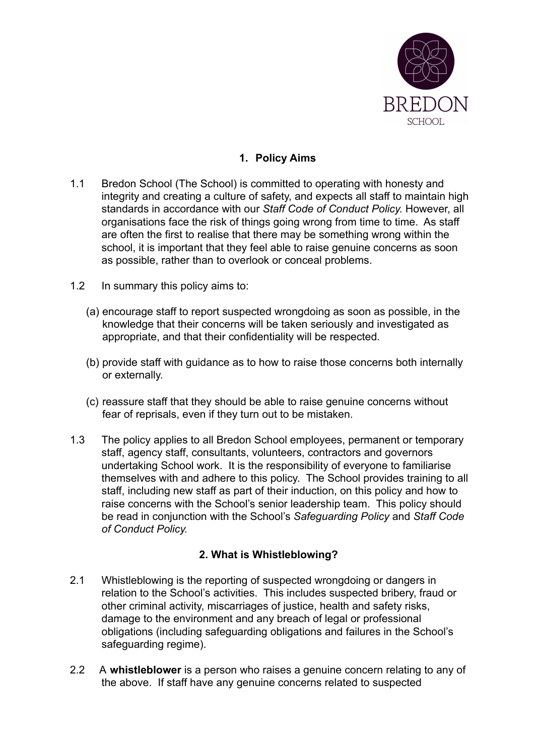## 1. Policy Aims

1.1 Bredon School (The School) is committed to operating with honesty and integrity and creating a culture of safety, and expects all staff to maintain high standards in accordance with our *Staff Code of Conduct Policy.* However, all organisations face the risk of things going wrong from time to time. As staff are often the first to realise that there may be something wrong within the school, it is important that they feel able to raise genuine concerns as soon as possible, rather than to overlook or conceal problems.

1.2 In summary this policy aims to:

(a) encourage staff to report suspected wrongdoing as soon as possible, in the knowledge that their concerns will be taken seriously and investigated as appropriate, and that their confidentiality will be respected.

(b) provide staff with guidance as to how to raise those concerns both internally or externally.

(c) reassure staff that they should be able to raise genuine concerns without fear of reprisals, even if they turn out to be mistaken.

1.3 The policy applies to all Bredon School employees, permanent or temporary staff, agency staff, consultants, volunteers, contractors and governors undertaking School work. It is the responsibility of everyone to familiarise themselves with and adhere to this policy. The School provides training to all staff, including new staff as part of their induction, on this policy and how to raise concerns with the School's senior leadership team. This policy should be read in conjunction with the School's *Safeguarding Policy* and *Staff Code of Conduct Policy.*

## 2. What is Whistleblowing?

2.1 Whistleblowing is the reporting of suspected wrongdoing or dangers in relation to the School's activities. This includes suspected bribery, fraud or other criminal activity, miscarriages of justice, health and safety risks, damage to the environment and any breach of legal or professional obligations (including safeguarding obligations and failures in the School's safeguarding regime).

2.2 A **whistleblower** is a person who raises a genuine concern relating to any of the above. If staff have any genuine concerns related to suspected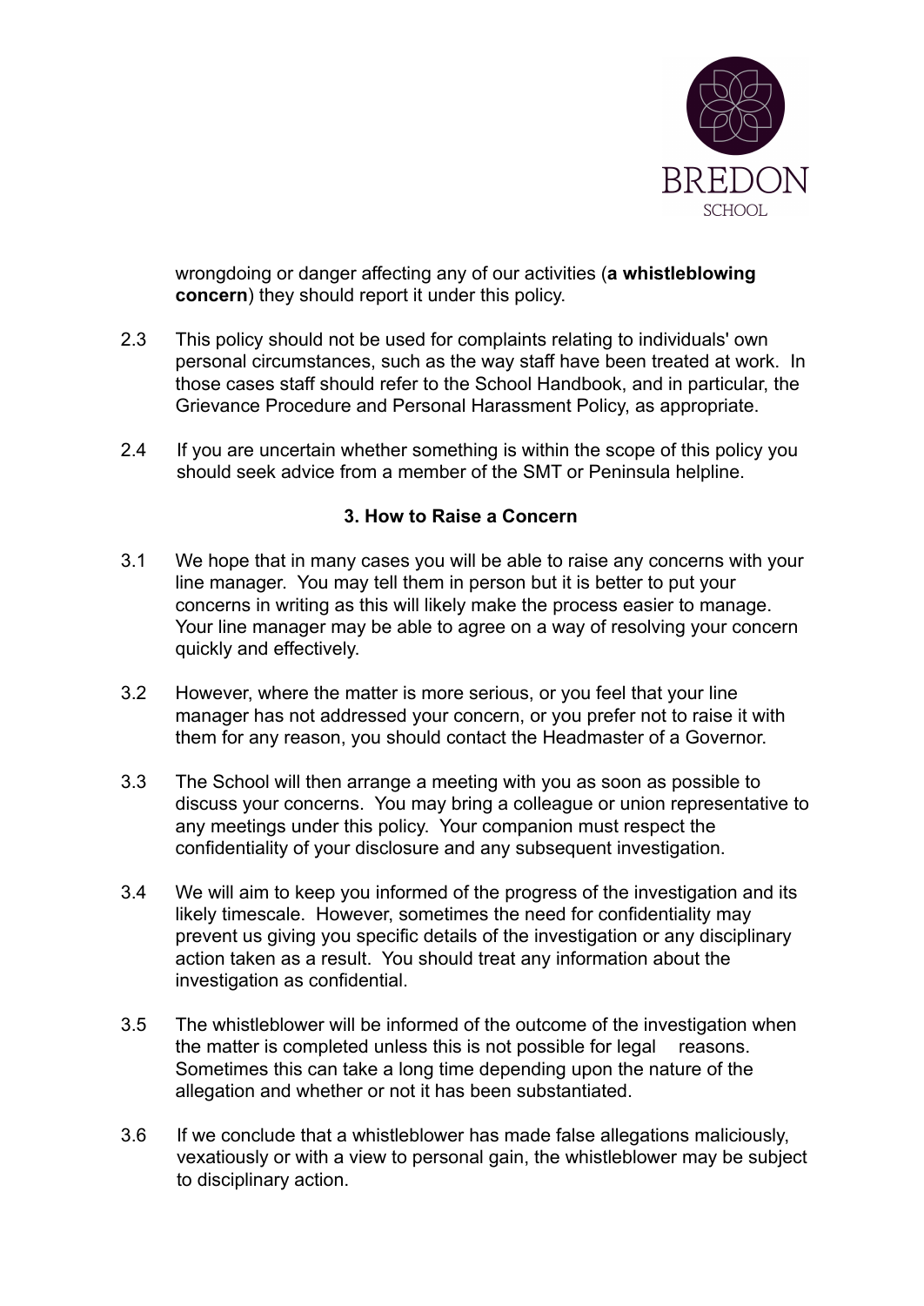wrongdoing or danger affecting any of our activities (**a whistleblowing concern**) they should report it under this policy.

2.3 This policy should not be used for complaints relating to individuals' own personal circumstances, such as the way staff have been treated at work. In those cases staff should refer to the School Handbook, and in particular, the Grievance Procedure and Personal Harassment Policy, as appropriate.

2.4 If you are uncertain whether something is within the scope of this policy you should seek advice from a member of the SMT or Peninsula helpline.

## 3. How to Raise a Concern

3.1 We hope that in many cases you will be able to raise any concerns with your line manager. You may tell them in person but it is better to put your concerns in writing as this will likely make the process easier to manage. Your line manager may be able to agree on a way of resolving your concern quickly and effectively.

3.2 However, where the matter is more serious, or you feel that your line manager has not addressed your concern, or you prefer not to raise it with them for any reason, you should contact the Headmaster of a Governor.

3.3 The School will then arrange a meeting with you as soon as possible to discuss your concerns. You may bring a colleague or union representative to any meetings under this policy. Your companion must respect the confidentiality of your disclosure and any subsequent investigation.

3.4 We will aim to keep you informed of the progress of the investigation and its likely timescale. However, sometimes the need for confidentiality may prevent us giving you specific details of the investigation or any disciplinary action taken as a result. You should treat any information about the investigation as confidential.

3.5 The whistleblower will be informed of the outcome of the investigation when the matter is completed unless this is not possible for legal reasons. Sometimes this can take a long time depending upon the nature of the allegation and whether or not it has been substantiated.

3.6 If we conclude that a whistleblower has made false allegations maliciously, vexatiously or with a view to personal gain, the whistleblower may be subject to disciplinary action.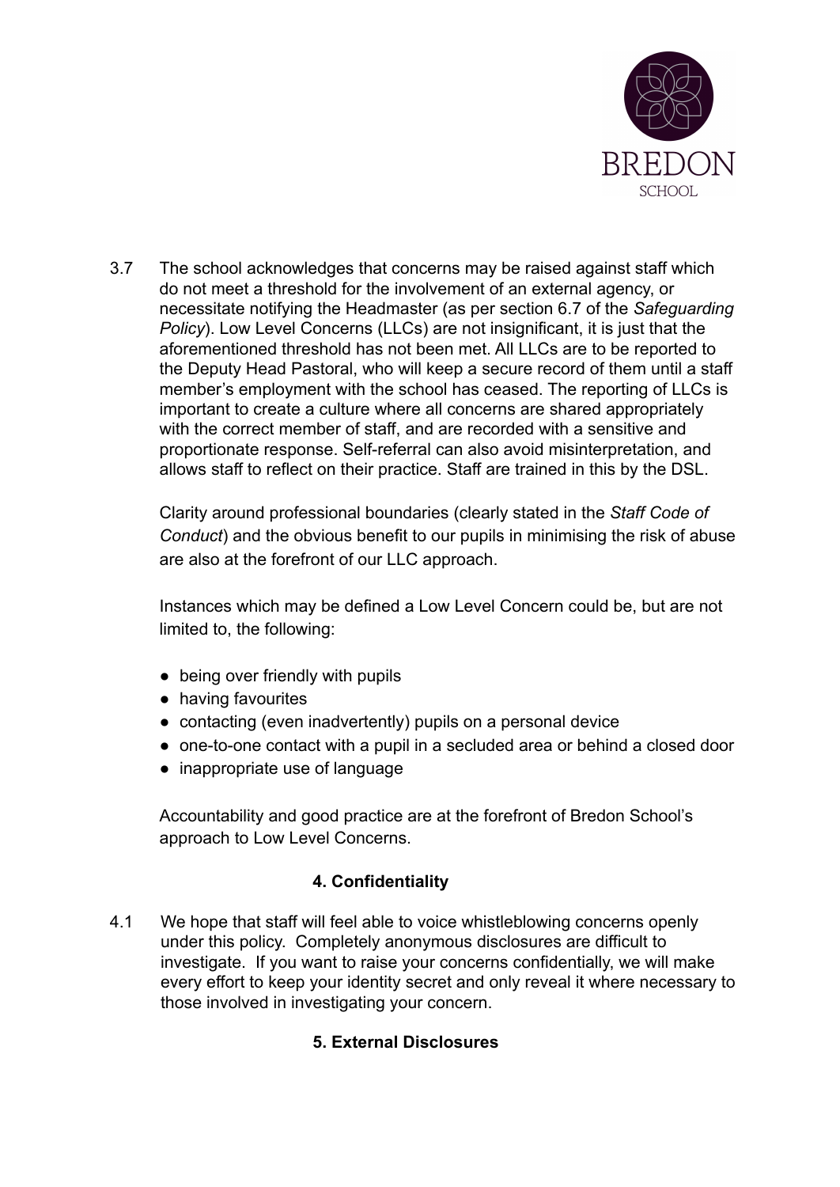3.7 The school acknowledges that concerns may be raised against staff which do not meet a threshold for the involvement of an external agency, or necessitate notifying the Headmaster (as per section 6.7 of the *Safeguarding Policy*). Low Level Concerns (LLCs) are not insignificant, it is just that the aforementioned threshold has not been met. All LLCs are to be reported to the Deputy Head Pastoral, who will keep a secure record of them until a staff member's employment with the school has ceased. The reporting of LLCs is important to create a culture where all concerns are shared appropriately with the correct member of staff, and are recorded with a sensitive and proportionate response. Self-referral can also avoid misinterpretation, and allows staff to reflect on their practice. Staff are trained in this by the DSL.

Clarity around professional boundaries (clearly stated in the *Staff Code of Conduct*) and the obvious benefit to our pupils in minimising the risk of abuse are also at the forefront of our LLC approach.

Instances which may be defined a Low Level Concern could be, but are not limited to, the following:

- being over friendly with pupils
- having favourites
- contacting (even inadvertently) pupils on a personal device
- one-to-one contact with a pupil in a secluded area or behind a closed door
- inappropriate use of language

Accountability and good practice are at the forefront of Bredon School's approach to Low Level Concerns.

## 4. Confidentiality

4.1 We hope that staff will feel able to voice whistleblowing concerns openly under this policy. Completely anonymous disclosures are difficult to investigate. If you want to raise your concerns confidentially, we will make every effort to keep your identity secret and only reveal it where necessary to those involved in investigating your concern.

## 5. External Disclosures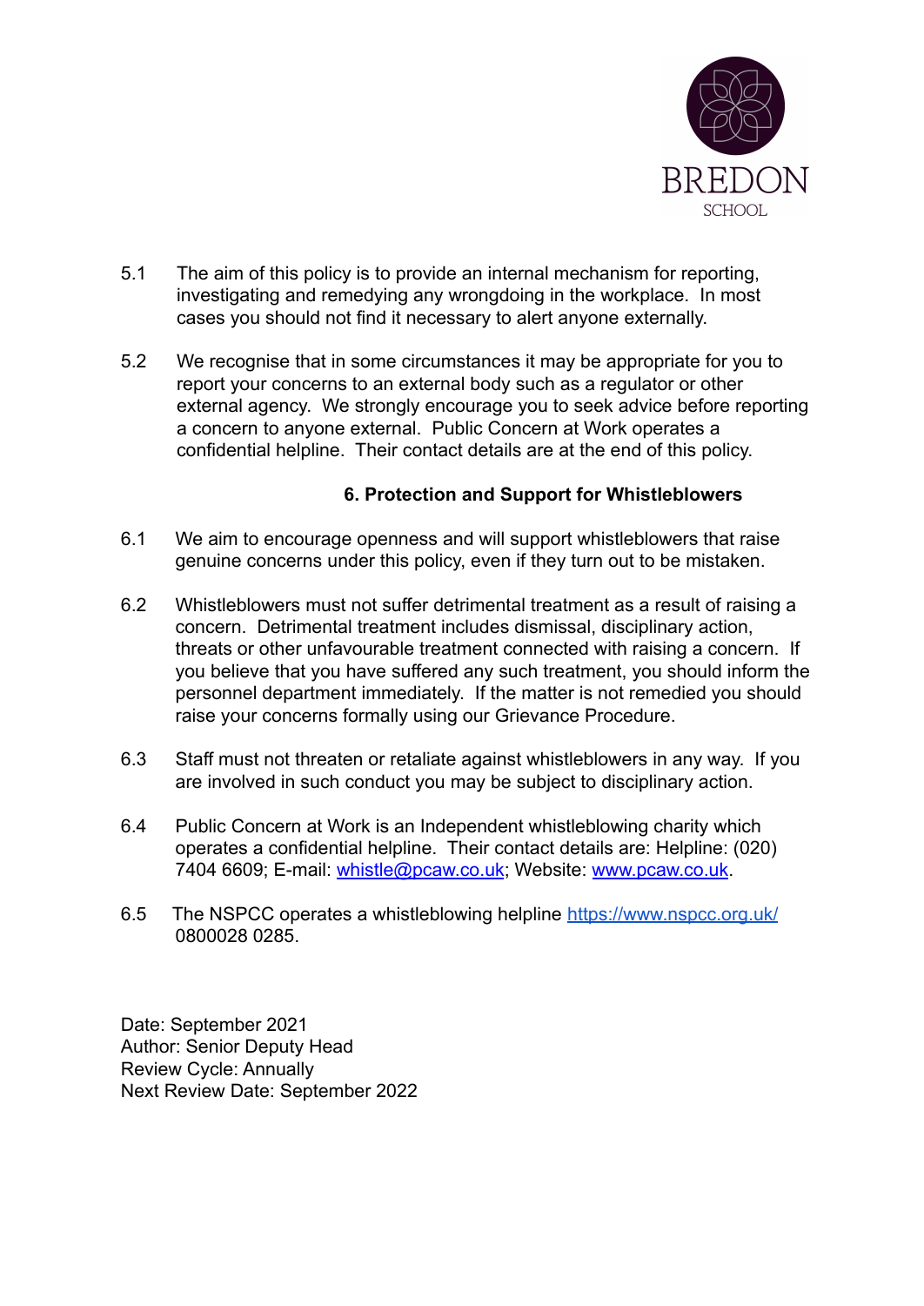5.1 The aim of this policy is to provide an internal mechanism for reporting, investigating and remedying any wrongdoing in the workplace. In most cases you should not find it necessary to alert anyone externally.

5.2 We recognise that in some circumstances it may be appropriate for you to report your concerns to an external body such as a regulator or other external agency. We strongly encourage you to seek advice before reporting a concern to anyone external. Public Concern at Work operates a confidential helpline. Their contact details are at the end of this policy.

## 6. Protection and Support for Whistleblowers

6.1 We aim to encourage openness and will support whistleblowers that raise genuine concerns under this policy, even if they turn out to be mistaken.

6.2 Whistleblowers must not suffer detrimental treatment as a result of raising a concern. Detrimental treatment includes dismissal, disciplinary action, threats or other unfavourable treatment connected with raising a concern. If you believe that you have suffered any such treatment, you should inform the personnel department immediately. If the matter is not remedied you should raise your concerns formally using our Grievance Procedure.

6.3 Staff must not threaten or retaliate against whistleblowers in any way. If you are involved in such conduct you may be subject to disciplinary action.

6.4 Public Concern at Work is an Independent whistleblowing charity which operates a confidential helpline. Their contact details are: Helpline: (020) 7404 6609; E-mail: whistle@pcaw.co.uk; Website: www.pcaw.co.uk.

6.5 The NSPCC operates a whistleblowing helpline https://www.nspcc.org.uk/ 0800028 0285.

Date: September 2021
Author: Senior Deputy Head
Review Cycle: Annually
Next Review Date: September 2022